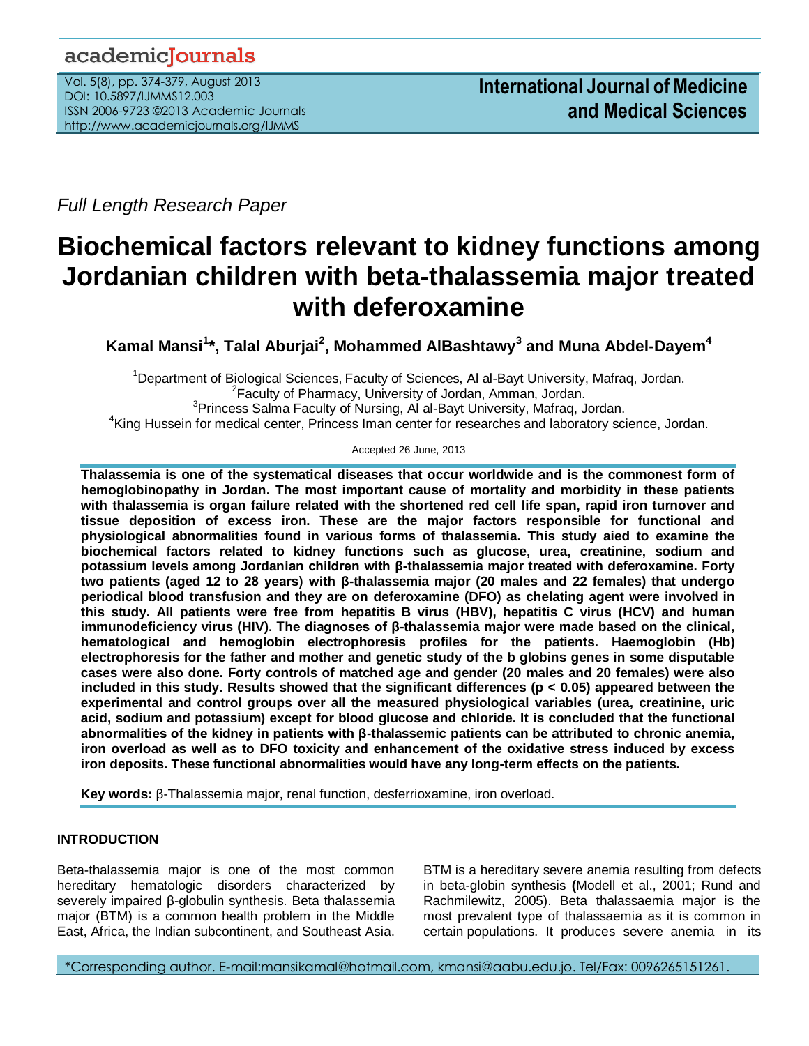*Full Length Research Paper*

# Biochemical factors relevant to kidney functions among Jordanian children with beta-thalassemia major treated with deferoxamine

**Kamal Mansi[1]\*, Talal Aburjai[2], Mohammed AlBashtawy[3] and Muna Abdel-Dayem[4]**

[1]Department of Biological Sciences, Faculty of Sciences, Al al-Bayt University, Mafraq, Jordan.
[2]Faculty of Pharmacy, University of Jordan, Amman, Jordan.
[3]Princess Salma Faculty of Nursing, Al al-Bayt University, Mafraq, Jordan.
[4]King Hussein for medical center, Princess Iman center for researches and laboratory science, Jordan.

Accepted 26 June, 2013

**Thalassemia is one of the systematical diseases that occur worldwide and is the commonest form of hemoglobinopathy in Jordan. The most important cause of mortality and morbidity in these patients with thalassemia is organ failure related with the shortened red cell life span, rapid iron turnover and tissue deposition of excess iron. These are the major factors responsible for functional and physiological abnormalities found in various forms of thalassemia. This study aied to examine the biochemical factors related to kidney functions such as glucose, urea, creatinine, sodium and potassium levels among Jordanian children with β-thalassemia major treated with deferoxamine. Forty two patients (aged 12 to 28 years) with β-thalassemia major (20 males and 22 females) that undergo periodical blood transfusion and they are on deferoxamine (DFO) as chelating agent were involved in this study. All patients were free from hepatitis B virus (HBV), hepatitis C virus (HCV) and human immunodeficiency virus (HIV). The diagnoses of β-thalassemia major were made based on the clinical, hematological and hemoglobin electrophoresis profiles for the patients. Haemoglobin (Hb) electrophoresis for the father and mother and genetic study of the b globins genes in some disputable cases were also done. Forty controls of matched age and gender (20 males and 20 females) were also included in this study. Results showed that the significant differences ($p < 0.05$) appeared between the experimental and control groups over all the measured physiological variables (urea, creatinine, uric acid, sodium and potassium) except for blood glucose and chloride. It is concluded that the functional abnormalities of the kidney in patients with β-thalassemic patients can be attributed to chronic anemia, iron overload as well as to DFO toxicity and enhancement of the oxidative stress induced by excess iron deposits. These functional abnormalities would have any long-term effects on the patients.**

**Key words:** β-Thalassemia major, renal function, desferrioxamine, iron overload.

## INTRODUCTION

Beta-thalassemia major is one of the most common hereditary hematologic disorders characterized by severely impaired β-globulin synthesis. Beta thalassemia major (BTM) is a common health problem in the Middle East, Africa, the Indian subcontinent, and Southeast Asia. BTM is a hereditary severe anemia resulting from defects in beta-globin synthesis (Modell et al., 2001; Rund and Rachmilewitz, 2005). Beta thalassaemia major is the most prevalent type of thalassaemia as it is common in certain populations. It produces severe anemia in its

\*Corresponding author. E-mail:mansikamal@hotmail.com, kmansi@aabu.edu.jo. Tel/Fax: 0096265151261.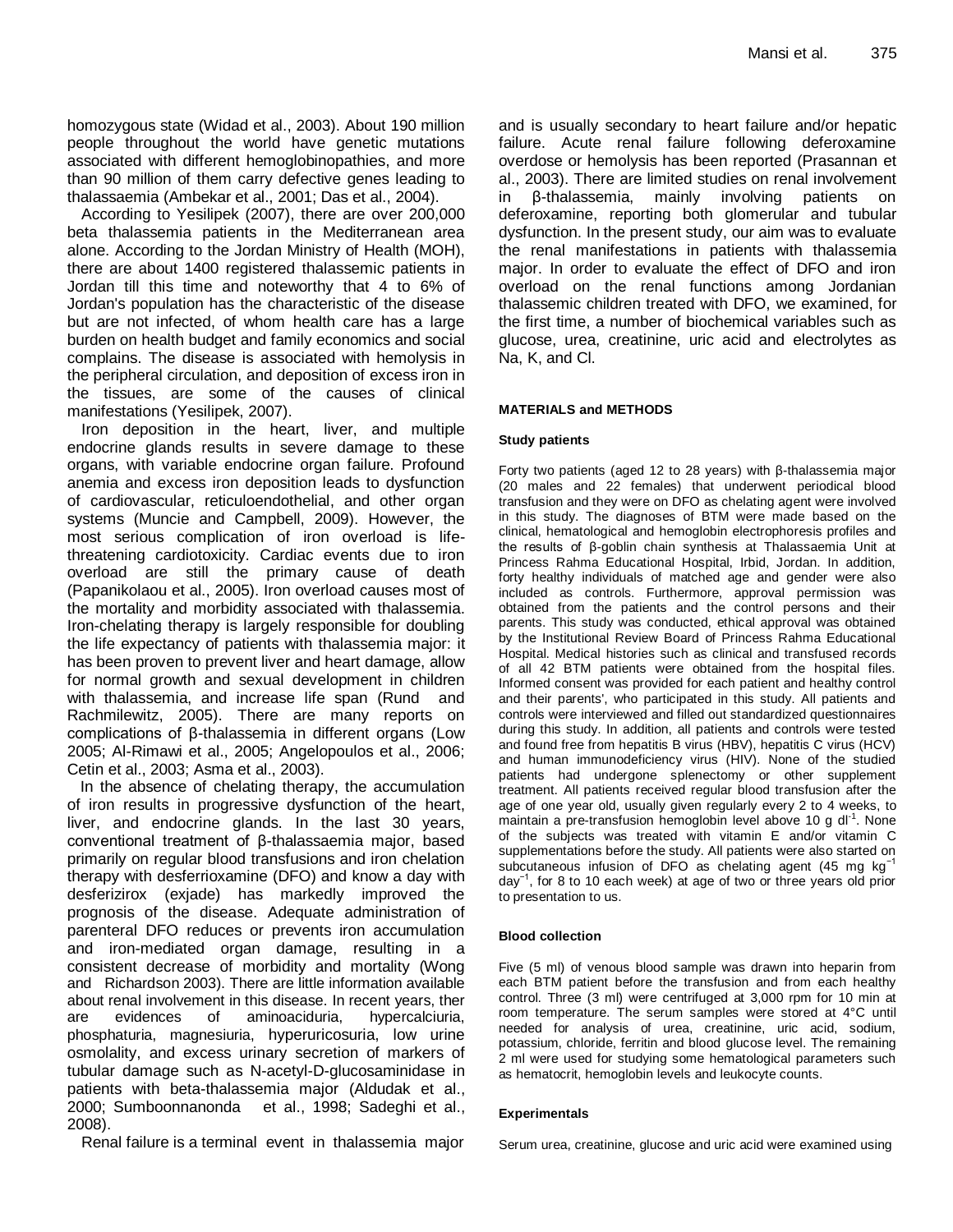homozygous state (Widad et al., 2003). About 190 million people throughout the world have genetic mutations associated with different hemoglobinopathies, and more than 90 million of them carry defective genes leading to thalassaemia (Ambekar et al., 2001; Das et al., 2004).

According to Yesilipek (2007), there are over 200,000 beta thalassemia patients in the Mediterranean area alone. According to the Jordan Ministry of Health (MOH), there are about 1400 registered thalassemic patients in Jordan till this time and noteworthy that 4 to 6% of Jordan's population has the characteristic of the disease but are not infected, of whom health care has a large burden on health budget and family economics and social complains. The disease is associated with hemolysis in the peripheral circulation, and deposition of excess iron in the tissues, are some of the causes of clinical manifestations (Yesilipek, 2007).

Iron deposition in the heart, liver, and multiple endocrine glands results in severe damage to these organs, with variable endocrine organ failure. Profound anemia and excess iron deposition leads to dysfunction of cardiovascular, reticuloendothelial, and other organ systems (Muncie and Campbell, 2009). However, the most serious complication of iron overload is life-threatening cardiotoxicity. Cardiac events due to iron overload are still the primary cause of death (Papanikolaou et al., 2005). Iron overload causes most of the mortality and morbidity associated with thalassemia. Iron-chelating therapy is largely responsible for doubling the life expectancy of patients with thalassemia major: it has been proven to prevent liver and heart damage, allow for normal growth and sexual development in children with thalassemia, and increase life span (Rund and Rachmilewitz, 2005). There are many reports on complications of β-thalassemia in different organs (Low 2005; Al-Rimawi et al., 2005; Angelopoulos et al., 2006; Cetin et al., 2003; Asma et al., 2003).

In the absence of chelating therapy, the accumulation of iron results in progressive dysfunction of the heart, liver, and endocrine glands. In the last 30 years, conventional treatment of β-thalassaemia major, based primarily on regular blood transfusions and iron chelation therapy with desferrioxamine (DFO) and know a day with desferizirox (exjade) has markedly improved the prognosis of the disease. Adequate administration of parenteral DFO reduces or prevents iron accumulation and iron-mediated organ damage, resulting in a consistent decrease of morbidity and mortality (Wong and Richardson 2003). There are little information available about renal involvement in this disease. In recent years, ther are evidences of aminoaciduria, hypercalciuria, phosphaturia, magnesiuria, hyperuricosuria, low urine osmolality, and excess urinary secretion of markers of tubular damage such as N-acetyl-D-glucosaminidase in patients with beta-thalassemia major (Aldudak et al., 2000; Sumboonnanonda et al., 1998; Sadeghi et al., 2008).

Renal failure is a terminal event in thalassemia major and is usually secondary to heart failure and/or hepatic failure. Acute renal failure following deferoxamine overdose or hemolysis has been reported (Prasannan et al., 2003). There are limited studies on renal involvement in β-thalassemia, mainly involving patients on deferoxamine, reporting both glomerular and tubular dysfunction. In the present study, our aim was to evaluate the renal manifestations in patients with thalassemia major. In order to evaluate the effect of DFO and iron overload on the renal functions among Jordanian thalassemic children treated with DFO, we examined, for the first time, a number of biochemical variables such as glucose, urea, creatinine, uric acid and electrolytes as Na, K, and Cl.

## MATERIALS and METHODS

### Study patients

Forty two patients (aged 12 to 28 years) with β-thalassemia major (20 males and 22 females) that underwent periodical blood transfusion and they were on DFO as chelating agent were involved in this study. The diagnoses of BTM were made based on the clinical, hematological and hemoglobin electrophoresis profiles and the results of β-goblin chain synthesis at Thalassaemia Unit at Princess Rahma Educational Hospital, Irbid, Jordan. In addition, forty healthy individuals of matched age and gender were also included as controls. Furthermore, approval permission was obtained from the patients and the control persons and their parents. This study was conducted, ethical approval was obtained by the Institutional Review Board of Princess Rahma Educational Hospital. Medical histories such as clinical and transfused records of all 42 BTM patients were obtained from the hospital files. Informed consent was provided for each patient and healthy control and their parents', who participated in this study. All patients and controls were interviewed and filled out standardized questionnaires during this study. In addition, all patients and controls were tested and found free from hepatitis B virus (HBV), hepatitis C virus (HCV) and human immunodeficiency virus (HIV). None of the studied patients had undergone splenectomy or other supplement treatment. All patients received regular blood transfusion after the age of one year old, usually given regularly every 2 to 4 weeks, to maintain a pre-transfusion hemoglobin level above 10 g $dl^{-1}$. None of the subjects was treated with vitamin E and/or vitamin C supplementations before the study. All patients were also started on subcutaneous infusion of DFO as chelating agent (45 mg $kg^{-1}$ $day^{-1}$, for 8 to 10 each week) at age of two or three years old prior to presentation to us.

### Blood collection

Five (5 ml) of venous blood sample was drawn into heparin from each BTM patient before the transfusion and from each healthy control. Three (3 ml) were centrifuged at 3,000 rpm for 10 min at room temperature. The serum samples were stored at 4°C until needed for analysis of urea, creatinine, uric acid, sodium, potassium, chloride, ferritin and blood glucose level. The remaining 2 ml were used for studying some hematological parameters such as hematocrit, hemoglobin levels and leukocyte counts.

### Experimentals

Serum urea, creatinine, glucose and uric acid were examined using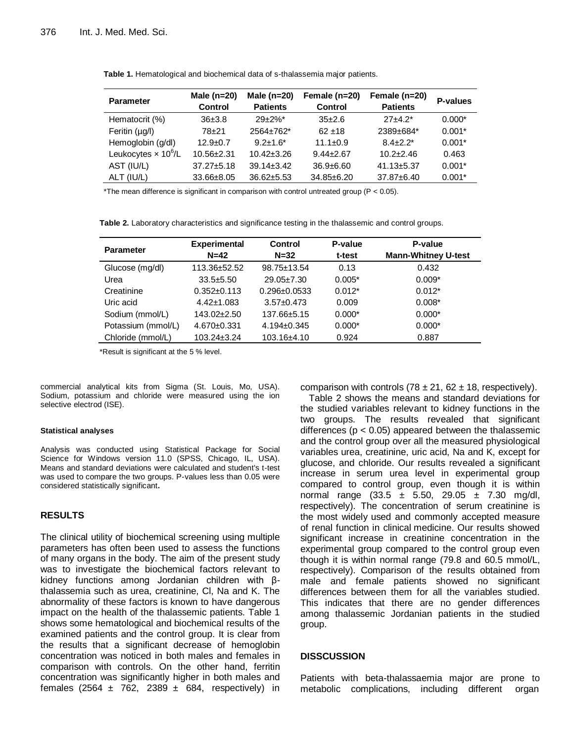**Table 1.** Hematological and biochemical data of s-thalassemia major patients.

| Parameter | Male (n=20) Control | Male (n=20) Patients | Female (n=20) Control | Female (n=20) Patients | P-values |
|---|---|---|---|---|---|
| Hematocrit (%) | 36±3.8 | 29±2%* | 35±2.6 | 27±4.2* | 0.000* |
| Feritin (µg/l) | 78±21 | 2564±762* | 62 ±18 | 2389±684* | 0.001* |
| Hemoglobin (g/dl) | 12.9±0.7 | 9.2±1.6* | 11.1±0.9 | 8.4±2.2* | 0.001* |
| Leukocytes × $10^6$/L | 10.56±2.31 | 10.42±3.26 | 9.44±2.67 | 10.2±2.46 | 0.463 |
| AST (IU/L) | 37.27±5.18 | 39.14±3.42 | 36.9±6.60 | 41.13±5.37 | 0.001* |
| ALT (IU/L) | 33.66±8.05 | 36.62±5.53 | 34.85±6.20 | 37.87±6.40 | 0.001* |

*The mean difference is significant in comparison with control untreated group (P < 0.05).

**Table 2.** Laboratory characteristics and significance testing in the thalassemic and control groups.

| Parameter | Experimental N=42 | Control N=32 | P-value t-test | P-value Mann-Whitney U-test |
|---|---|---|---|---|
| Glucose (mg/dl) | 113.36±52.52 | 98.75±13.54 | 0.13 | 0.432 |
| Urea | 33.5±5.50 | 29.05±7.30 | 0.005* | 0.009* |
| Creatinine | 0.352±0.113 | 0.296±0.0533 | 0.012* | 0.012* |
| Uric acid | 4.42±1.083 | 3.57±0.473 | 0.009 | 0.008* |
| Sodium (mmol/L) | 143.02±2.50 | 137.66±5.15 | 0.000* | 0.000* |
| Potassium (mmol/L) | 4.670±0.331 | 4.194±0.345 | 0.000* | 0.000* |
| Chloride (mmol/L) | 103.24±3.24 | 103.16±4.10 | 0.924 | 0.887 |

*Result is significant at the 5 % level.

commercial analytical kits from Sigma (St. Louis, Mo, USA). Sodium, potassium and chloride were measured using the ion selective electrod (ISE).

#### Statistical analyses

Analysis was conducted using Statistical Package for Social Science for Windows version 11.0 (SPSS, Chicago, IL, USA). Means and standard deviations were calculated and student's t-test was used to compare the two groups. P-values less than 0.05 were considered statistically significant**.**

## RESULTS

The clinical utility of biochemical screening using multiple parameters has often been used to assess the functions of many organs in the body. The aim of the present study was to investigate the biochemical factors relevant to kidney functions among Jordanian children with β-thalassemia such as urea, creatinine, Cl, Na and K. The abnormality of these factors is known to have dangerous impact on the health of the thalassemic patients. Table 1 shows some hematological and biochemical results of the examined patients and the control group. It is clear from the results that a significant decrease of hemoglobin concentration was noticed in both males and females in comparison with controls. On the other hand, ferritin concentration was significantly higher in both males and females (2564 ± 762, 2389 ± 684, respectively) in comparison with controls (78 ± 21, 62 ± 18, respectively).

Table 2 shows the means and standard deviations for the studied variables relevant to kidney functions in the two groups. The results revealed that significant differences ($p < 0.05$) appeared between the thalassemic and the control group over all the measured physiological variables urea, creatinine, uric acid, Na and K, except for glucose, and chloride. Our results revealed a significant increase in serum urea level in experimental group compared to control group, even though it is within normal range (33.5 ± 5.50, 29.05 ± 7.30 mg/dl, respectively). The concentration of serum creatinine is the most widely used and commonly accepted measure of renal function in clinical medicine. Our results showed significant increase in creatinine concentration in the experimental group compared to the control group even though it is within normal range (79.8 and 60.5 mmol/L, respectively). Comparison of the results obtained from male and female patients showed no significant differences between them for all the variables studied. This indicates that there are no gender differences among thalassemic Jordanian patients in the studied group.

## DISSCUSSION

Patients with beta-thalassaemia major are prone to metabolic complications, including different organ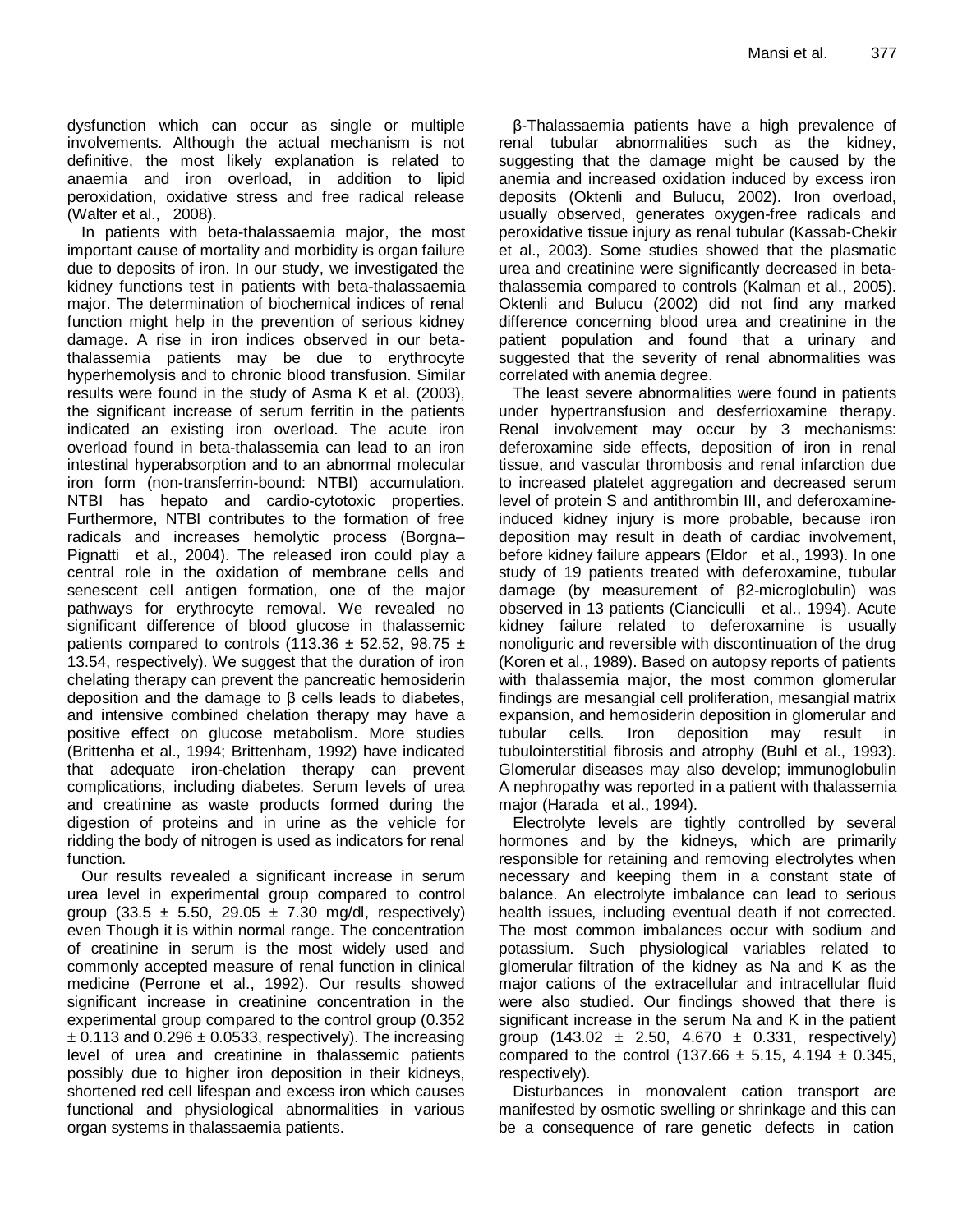dysfunction which can occur as single or multiple involvements. Although the actual mechanism is not definitive, the most likely explanation is related to anaemia and iron overload, in addition to lipid peroxidation, oxidative stress and free radical release (Walter et al., 2008).

In patients with beta-thalassaemia major, the most important cause of mortality and morbidity is organ failure due to deposits of iron. In our study, we investigated the kidney functions test in patients with beta-thalassaemia major. The determination of biochemical indices of renal function might help in the prevention of serious kidney damage. A rise in iron indices observed in our beta-thalassemia patients may be due to erythrocyte hyperhemolysis and to chronic blood transfusion. Similar results were found in the study of Asma K et al. (2003), the significant increase of serum ferritin in the patients indicated an existing iron overload. The acute iron overload found in beta-thalassemia can lead to an iron intestinal hyperabsorption and to an abnormal molecular iron form (non-transferrin-bound: NTBI) accumulation. NTBI has hepato and cardio-cytotoxic properties. Furthermore, NTBI contributes to the formation of free radicals and increases hemolytic process (Borgna–Pignatti et al., 2004). The released iron could play a central role in the oxidation of membrane cells and senescent cell antigen formation, one of the major pathways for erythrocyte removal. We revealed no significant difference of blood glucose in thalassemic patients compared to controls (113.36 ± 52.52, 98.75 ± 13.54, respectively). We suggest that the duration of iron chelating therapy can prevent the pancreatic hemosiderin deposition and the damage to β cells leads to diabetes, and intensive combined chelation therapy may have a positive effect on glucose metabolism. More studies (Brittenha et al., 1994; Brittenham, 1992) have indicated that adequate iron-chelation therapy can prevent complications, including diabetes. Serum levels of urea and creatinine as waste products formed during the digestion of proteins and in urine as the vehicle for ridding the body of nitrogen is used as indicators for renal function.

Our results revealed a significant increase in serum urea level in experimental group compared to control group (33.5 ± 5.50, 29.05 ± 7.30 mg/dl, respectively) even Though it is within normal range. The concentration of creatinine in serum is the most widely used and commonly accepted measure of renal function in clinical medicine (Perrone et al., 1992). Our results showed significant increase in creatinine concentration in the experimental group compared to the control group (0.352 ± 0.113 and 0.296 ± 0.0533, respectively). The increasing level of urea and creatinine in thalassemic patients possibly due to higher iron deposition in their kidneys, shortened red cell lifespan and excess iron which causes functional and physiological abnormalities in various organ systems in thalassaemia patients.

β-Thalassaemia patients have a high prevalence of renal tubular abnormalities such as the kidney, suggesting that the damage might be caused by the anemia and increased oxidation induced by excess iron deposits (Oktenli and Bulucu, 2002). Iron overload, usually observed, generates oxygen-free radicals and peroxidative tissue injury as renal tubular (Kassab-Chekir et al., 2003). Some studies showed that the plasmatic urea and creatinine were significantly decreased in beta-thalassemia compared to controls (Kalman et al., 2005). Oktenli and Bulucu (2002) did not find any marked difference concerning blood urea and creatinine in the patient population and found that a urinary and suggested that the severity of renal abnormalities was correlated with anemia degree.

The least severe abnormalities were found in patients under hypertransfusion and desferrioxamine therapy. Renal involvement may occur by 3 mechanisms: deferoxamine side effects, deposition of iron in renal tissue, and vascular thrombosis and renal infarction due to increased platelet aggregation and decreased serum level of protein S and antithrombin III, and deferoxamine-induced kidney injury is more probable, because iron deposition may result in death of cardiac involvement, before kidney failure appears (Eldor et al., 1993). In one study of 19 patients treated with deferoxamine, tubular damage (by measurement of β2-microglobulin) was observed in 13 patients (Cianciculli et al., 1994). Acute kidney failure related to deferoxamine is usually nonoliguric and reversible with discontinuation of the drug (Koren et al., 1989). Based on autopsy reports of patients with thalassemia major, the most common glomerular findings are mesangial cell proliferation, mesangial matrix expansion, and hemosiderin deposition in glomerular and tubular cells. Iron deposition may result in tubulointerstitial fibrosis and atrophy (Buhl et al., 1993). Glomerular diseases may also develop; immunoglobulin A nephropathy was reported in a patient with thalassemia major (Harada et al., 1994).

Electrolyte levels are tightly controlled by several hormones and by the kidneys, which are primarily responsible for retaining and removing electrolytes when necessary and keeping them in a constant state of balance. An electrolyte imbalance can lead to serious health issues, including eventual death if not corrected. The most common imbalances occur with sodium and potassium. Such physiological variables related to glomerular filtration of the kidney as Na and K as the major cations of the extracellular and intracellular fluid were also studied. Our findings showed that there is significant increase in the serum Na and K in the patient group (143.02 ± 2.50, 4.670 ± 0.331, respectively) compared to the control (137.66 ± 5.15, 4.194 ± 0.345, respectively).

Disturbances in monovalent cation transport are manifested by osmotic swelling or shrinkage and this can be a consequence of rare genetic defects in cation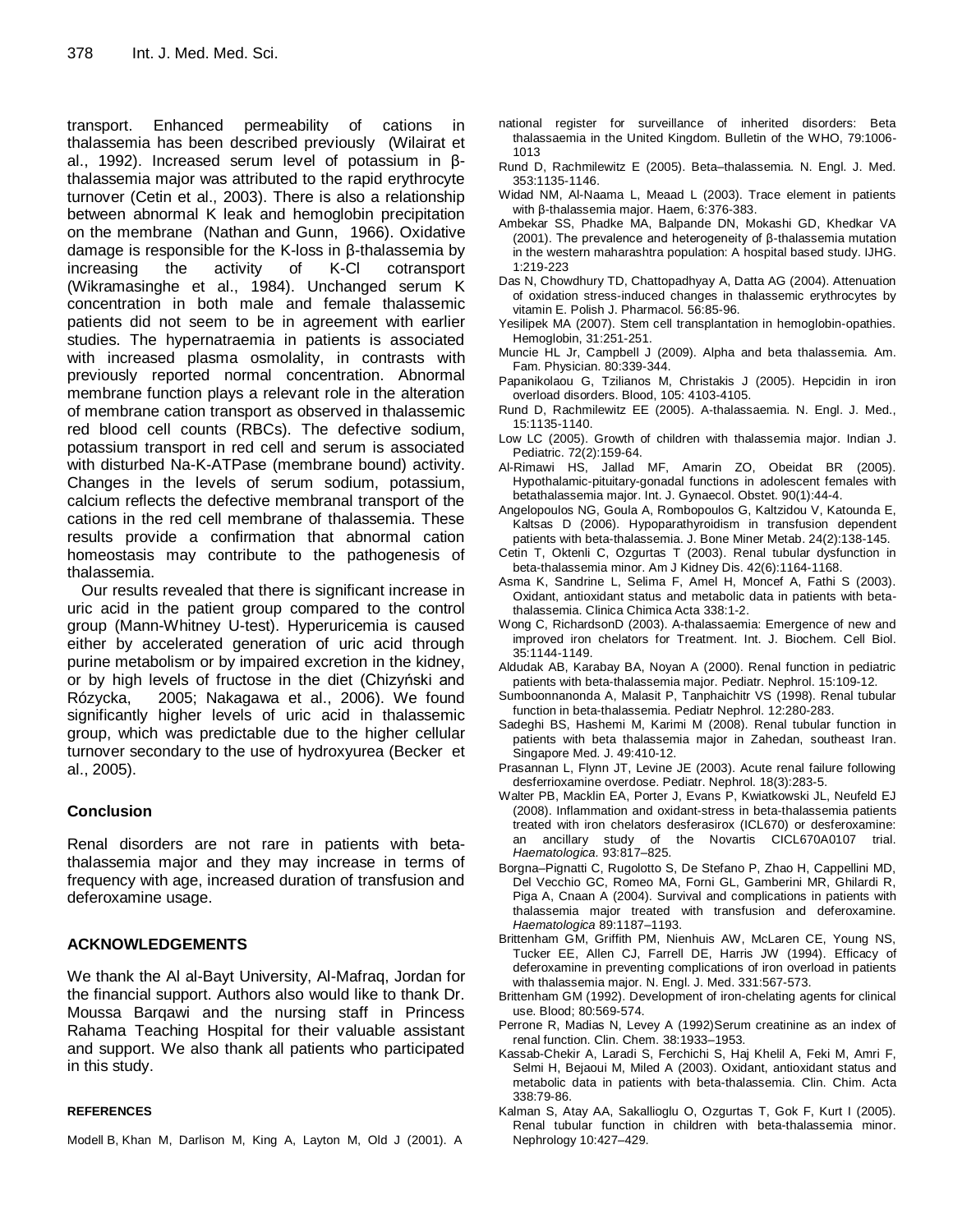transport. Enhanced permeability of cations in thalassemia has been described previously (Wilairat et al., 1992). Increased serum level of potassium in β-thalassemia major was attributed to the rapid erythrocyte turnover (Cetin et al., 2003). There is also a relationship between abnormal K leak and hemoglobin precipitation on the membrane (Nathan and Gunn, 1966). Oxidative damage is responsible for the K-loss in β-thalassemia by increasing the activity of K-Cl cotransport (Wikramasinghe et al., 1984). Unchanged serum K concentration in both male and female thalassemic patients did not seem to be in agreement with earlier studies. The hypernatraemia in patients is associated with increased plasma osmolality, in contrasts with previously reported normal concentration. Abnormal membrane function plays a relevant role in the alteration of membrane cation transport as observed in thalassemic red blood cell counts (RBCs). The defective sodium, potassium transport in red cell and serum is associated with disturbed Na-K-ATPase (membrane bound) activity. Changes in the levels of serum sodium, potassium, calcium reflects the defective membranal transport of the cations in the red cell membrane of thalassemia. These results provide a confirmation that abnormal cation homeostasis may contribute to the pathogenesis of thalassemia.

Our results revealed that there is significant increase in uric acid in the patient group compared to the control group (Mann-Whitney U-test). Hyperuricemia is caused either by accelerated generation of uric acid through purine metabolism or by impaired excretion in the kidney, or by high levels of fructose in the diet (Chizyński and Rózycka, 2005; Nakagawa et al., 2006). We found significantly higher levels of uric acid in thalassemic group, which was predictable due to the higher cellular turnover secondary to the use of hydroxyurea (Becker et al., 2005).

## Conclusion

Renal disorders are not rare in patients with beta-thalassemia major and they may increase in terms of frequency with age, increased duration of transfusion and deferoxamine usage.

## ACKNOWLEDGEMENTS

We thank the Al al-Bayt University, Al-Mafraq, Jordan for the financial support. Authors also would like to thank Dr. Moussa Barqawi and the nursing staff in Princess Rahama Teaching Hospital for their valuable assistant and support. We also thank all patients who participated in this study.

## REFERENCES

Modell B, Khan M, Darlison M, King A, Layton M, Old J (2001). A national register for surveillance of inherited disorders: Beta thalassaemia in the United Kingdom. Bulletin of the WHO, 79:1006-1013

Rund D, Rachmilewitz E (2005). Beta–thalassemia. N. Engl. J. Med. 353:1135-1146.

Widad NM, Al-Naama L, Meaad L (2003). Trace element in patients with β-thalassemia major. Haem, 6:376-383.

Ambekar SS, Phadke MA, Balpande DN, Mokashi GD, Khedkar VA (2001). The prevalence and heterogeneity of β-thalassemia mutation in the western maharashtra population: A hospital based study. IJHG. 1:219-223

Das N, Chowdhury TD, Chattopadhyay A, Datta AG (2004). Attenuation of oxidation stress-induced changes in thalassemic erythrocytes by vitamin E. Polish J. Pharmacol. 56:85-96.

Yesilipek MA (2007). Stem cell transplantation in hemoglobin-opathies. Hemoglobin, 31:251-251.

Muncie HL Jr, Campbell J (2009). Alpha and beta thalassemia. Am. Fam. Physician. 80:339-344.

Papanikolaou G, Tzilianos M, Christakis J (2005). Hepcidin in iron overload disorders. Blood, 105: 4103-4105.

Rund D, Rachmilewitz EE (2005). A-thalassaemia. N. Engl. J. Med., 15:1135-1140.

Low LC (2005). Growth of children with thalassemia major. Indian J. Pediatric. 72(2):159-64.

Al-Rimawi HS, Jallad MF, Amarin ZO, Obeidat BR (2005). Hypothalamic-pituitary-gonadal functions in adolescent females with betathalassemia major. Int. J. Gynaecol. Obstet. 90(1):44-4.

Angelopoulos NG, Goula A, Rombopoulos G, Kaltzidou V, Katounda E, Kaltsas D (2006). Hypoparathyroidism in transfusion dependent patients with beta-thalassemia. J. Bone Miner Metab. 24(2):138-145.

Cetin T, Oktenli C, Ozgurtas T (2003). Renal tubular dysfunction in beta-thalassemia minor. Am J Kidney Dis. 42(6):1164-1168.

Asma K, Sandrine L, Selima F, Amel H, Moncef A, Fathi S (2003). Oxidant, antioxidant status and metabolic data in patients with beta-thalassemia. Clinica Chimica Acta 338:1-2.

Wong C, RichardsonD (2003). A-thalassaemia: Emergence of new and improved iron chelators for Treatment. Int. J. Biochem. Cell Biol. 35:1144-1149.

Aldudak AB, Karabay BA, Noyan A (2000). Renal function in pediatric patients with beta-thalassemia major. Pediatr. Nephrol. 15:109-12.

Sumboonnanonda A, Malasit P, Tanphaichitr VS (1998). Renal tubular function in beta-thalassemia. Pediatr Nephrol. 12:280-283.

Sadeghi BS, Hashemi M, Karimi M (2008). Renal tubular function in patients with beta thalassemia major in Zahedan, southeast Iran. Singapore Med. J. 49:410-12.

Prasannan L, Flynn JT, Levine JE (2003). Acute renal failure following desferrioxamine overdose. Pediatr. Nephrol. 18(3):283-5.

Walter PB, Macklin EA, Porter J, Evans P, Kwiatkowski JL, Neufeld EJ (2008). Inflammation and oxidant-stress in beta-thalassemia patients treated with iron chelators desferasirox (ICL670) or desferoxamine: an ancillary study of the Novartis CICL670A0107 trial. *Haematologica*. 93:817–825.

Borgna–Pignatti C, Rugolotto S, De Stefano P, Zhao H, Cappellini MD, Del Vecchio GC, Romeo MA, Forni GL, Gamberini MR, Ghilardi R, Piga A, Cnaan A (2004). Survival and complications in patients with thalassemia major treated with transfusion and deferoxamine. *Haematologica* 89:1187–1193.

Brittenham GM, Griffith PM, Nienhuis AW, McLaren CE, Young NS, Tucker EE, Allen CJ, Farrell DE, Harris JW (1994). Efficacy of deferoxamine in preventing complications of iron overload in patients with thalassemia major. N. Engl. J. Med. 331:567-573.

Brittenham GM (1992). Development of iron-chelating agents for clinical use. Blood; 80:569-574.

Perrone R, Madias N, Levey A (1992)Serum creatinine as an index of renal function. Clin. Chem. 38:1933–1953.

Kassab-Chekir A, Laradi S, Ferchichi S, Haj Khelil A, Feki M, Amri F, Selmi H, Bejaoui M, Miled A (2003). Oxidant, antioxidant status and metabolic data in patients with beta-thalassemia. Clin. Chim. Acta 338:79-86.

Kalman S, Atay AA, Sakallioglu O, Ozgurtas T, Gok F, Kurt I (2005). Renal tubular function in children with beta-thalassemia minor. Nephrology 10:427–429.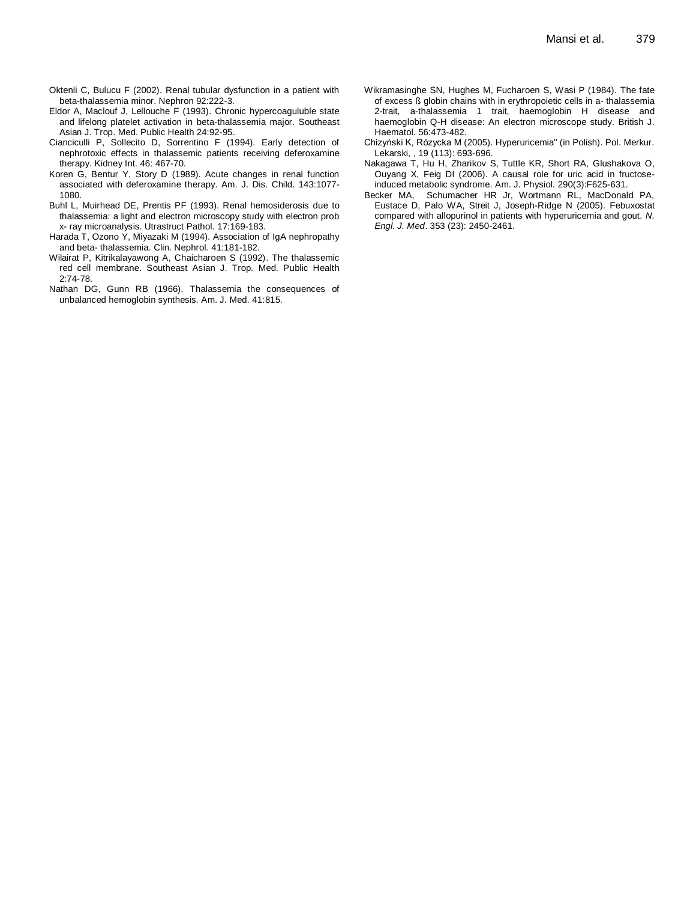Oktenli C, Bulucu F (2002). Renal tubular dysfunction in a patient with beta-thalassemia minor. Nephron 92:222-3.

Eldor A, Maclouf J, Lellouche F (1993). Chronic hypercoaguluble state and lifelong platelet activation in beta-thalassemia major. Southeast Asian J. Trop. Med. Public Health 24:92-95.

Cianciulli P, Sollecito D, Sorrentino F (1994). Early detection of nephrotoxic effects in thalassemic patients receiving deferoxamine therapy. Kidney Int. 46: 467-70.

Koren G, Bentur Y, Story D (1989). Acute changes in renal function associated with deferoxamine therapy. Am. J. Dis. Child. 143:1077-1080.

Buhl L, Muirhead DE, Prentis PF (1993). Renal hemosiderosis due to thalassemia: a light and electron microscopy study with electron prob x- ray microanalysis. Utrastruct Pathol. 17:169-183.

Harada T, Ozono Y, Miyazaki M (1994). Association of IgA nephropathy and beta- thalassemia. Clin. Nephrol. 41:181-182.

Wilairat P, Kitrikalayawong A, Chaicharoen S (1992). The thalassemic red cell membrane. Southeast Asian J. Trop. Med. Public Health 2:74-78.

Nathan DG, Gunn RB (1966). Thalassemia the consequences of unbalanced hemoglobin synthesis. Am. J. Med. 41:815.

Wikramasinghe SN, Hughes M, Fucharoen S, Wasi P (1984). The fate of excess ß globin chains with in erythropoietic cells in a- thalassemia 2-trait, a-thalassemia 1 trait, haemoglobin H disease and haemoglobin Q-H disease: An electron microscope study. British J. Haematol. 56:473-482.

Chizyński K, Rózycka M (2005). Hyperuricemia" (in Polish). Pol. Merkur. Lekarski, , 19 (113): 693-696.

Nakagawa T, Hu H, Zharikov S, Tuttle KR, Short RA, Glushakova O, Ouyang X, Feig DI (2006). A causal role for uric acid in fructose-induced metabolic syndrome. Am. J. Physiol. 290(3):F625-631.

Becker MA, Schumacher HR Jr, Wortmann RL, MacDonald PA, Eustace D, Palo WA, Streit J, Joseph-Ridge N (2005). Febuxostat compared with allopurinol in patients with hyperuricemia and gout. *N. Engl. J. Med*. 353 (23): 2450-2461.